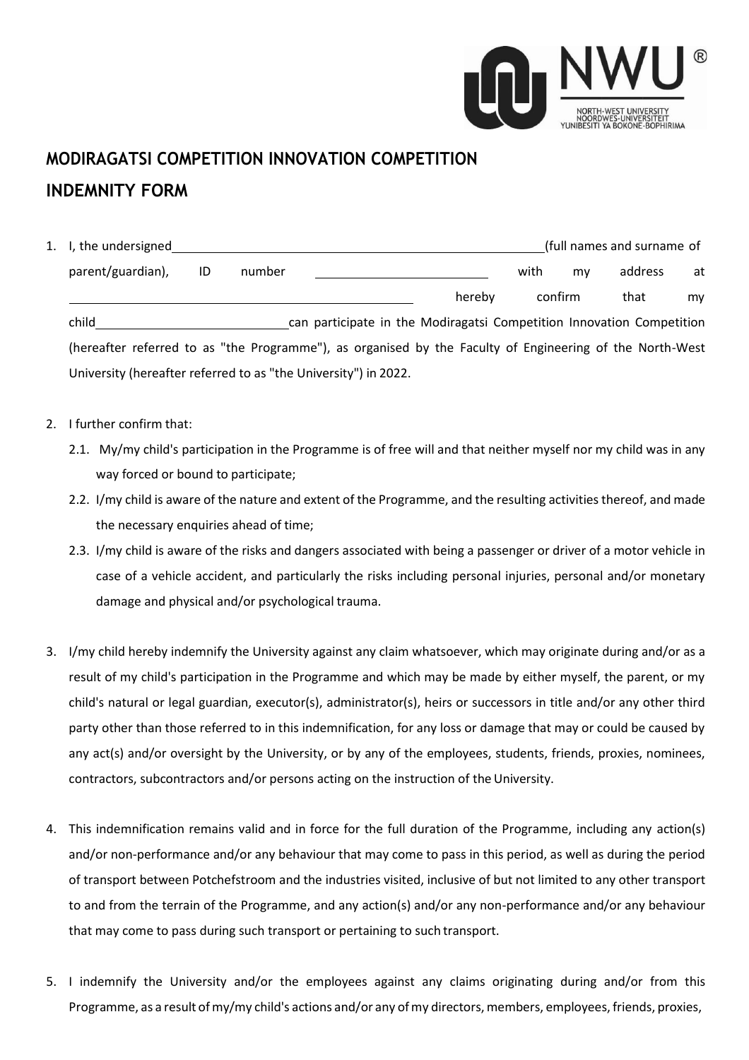# MODIRAGATSI COMPETITION INNOVATION COMPETITION

# INDEMNITY FORM

1. I, the undersigned \_\_\_\_\_\_\_\_\_\_\_\_\_\_\_\_\_\_\_\_\_\_\_\_\_\_\_\_\_\_\_\_\_\_\_\_\_\_\_\_\_\_ (full names and surname of parent/guardian), ID number \_\_\_\_\_\_\_\_\_\_\_\_\_\_\_\_\_\_\_\_\_\_ with my address at \_\_\_\_\_\_\_\_\_\_\_\_\_\_\_\_\_\_\_\_\_\_\_\_\_\_\_\_\_\_\_\_\_\_\_\_\_\_ hereby confirm that my child \_\_\_\_\_\_\_\_\_\_\_\_\_\_\_\_\_\_\_\_\_\_\_\_\_\_ can participate in the Modiragatsi Competition Innovation Competition (hereafter referred to as "the Programme"), as organised by the Faculty of Engineering of the North-West University (hereafter referred to as "the University") in 2022.

2. I further confirm that:
   - 2.1. My/my child's participation in the Programme is of free will and that neither myself nor my child was in any way forced or bound to participate;
   - 2.2. I/my child is aware of the nature and extent of the Programme, and the resulting activities thereof, and made the necessary enquiries ahead of time;
   - 2.3. I/my child is aware of the risks and dangers associated with being a passenger or driver of a motor vehicle in case of a vehicle accident, and particularly the risks including personal injuries, personal and/or monetary damage and physical and/or psychological trauma.

3. I/my child hereby indemnify the University against any claim whatsoever, which may originate during and/or as a result of my child's participation in the Programme and which may be made by either myself, the parent, or my child's natural or legal guardian, executor(s), administrator(s), heirs or successors in title and/or any other third party other than those referred to in this indemnification, for any loss or damage that may or could be caused by any act(s) and/or oversight by the University, or by any of the employees, students, friends, proxies, nominees, contractors, subcontractors and/or persons acting on the instruction of the University.

4. This indemnification remains valid and in force for the full duration of the Programme, including any action(s) and/or non-performance and/or any behaviour that may come to pass in this period, as well as during the period of transport between Potchefstroom and the industries visited, inclusive of but not limited to any other transport to and from the terrain of the Programme, and any action(s) and/or any non-performance and/or any behaviour that may come to pass during such transport or pertaining to such transport.

5. I indemnify the University and/or the employees against any claims originating during and/or from this Programme, as a result of my/my child's actions and/or any of my directors, members, employees, friends, proxies,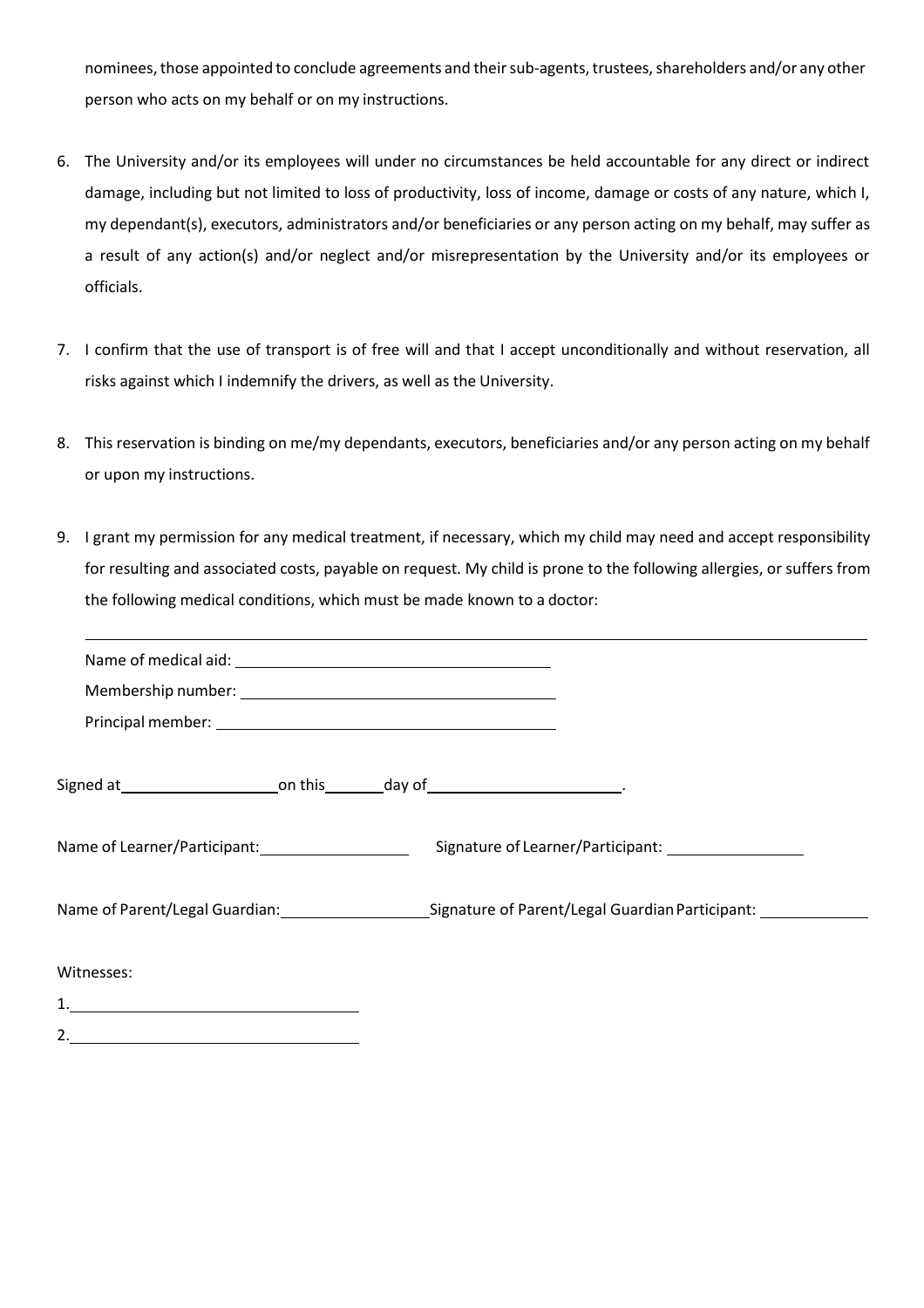nominees, those appointed to conclude agreements and their sub-agents, trustees, shareholders and/or any other person who acts on my behalf or on my instructions.

6. The University and/or its employees will under no circumstances be held accountable for any direct or indirect damage, including but not limited to loss of productivity, loss of income, damage or costs of any nature, which I, my dependant(s), executors, administrators and/or beneficiaries or any person acting on my behalf, may suffer as a result of any action(s) and/or neglect and/or misrepresentation by the University and/or its employees or officials.

7. I confirm that the use of transport is of free will and that I accept unconditionally and without reservation, all risks against which I indemnify the drivers, as well as the University.

8. This reservation is binding on me/my dependants, executors, beneficiaries and/or any person acting on my behalf or upon my instructions.

9. I grant my permission for any medical treatment, if necessary, which my child may need and accept responsibility for resulting and associated costs, payable on request. My child is prone to the following allergies, or suffers from the following medical conditions, which must be made known to a doctor:

   ______________________________________________________________________________

   Name of medical aid: ______________________________

   Membership number: ______________________________

   Principal member: ______________________________

Signed at ____________________ on this ________ day of ________________________.

Name of Learner/Participant: __________________ Signature of Learner/Participant: __________________

Name of Parent/Legal Guardian: __________________ Signature of Parent/Legal Guardian Participant: ______________

Witnesses:

1. ______________________________

2. ______________________________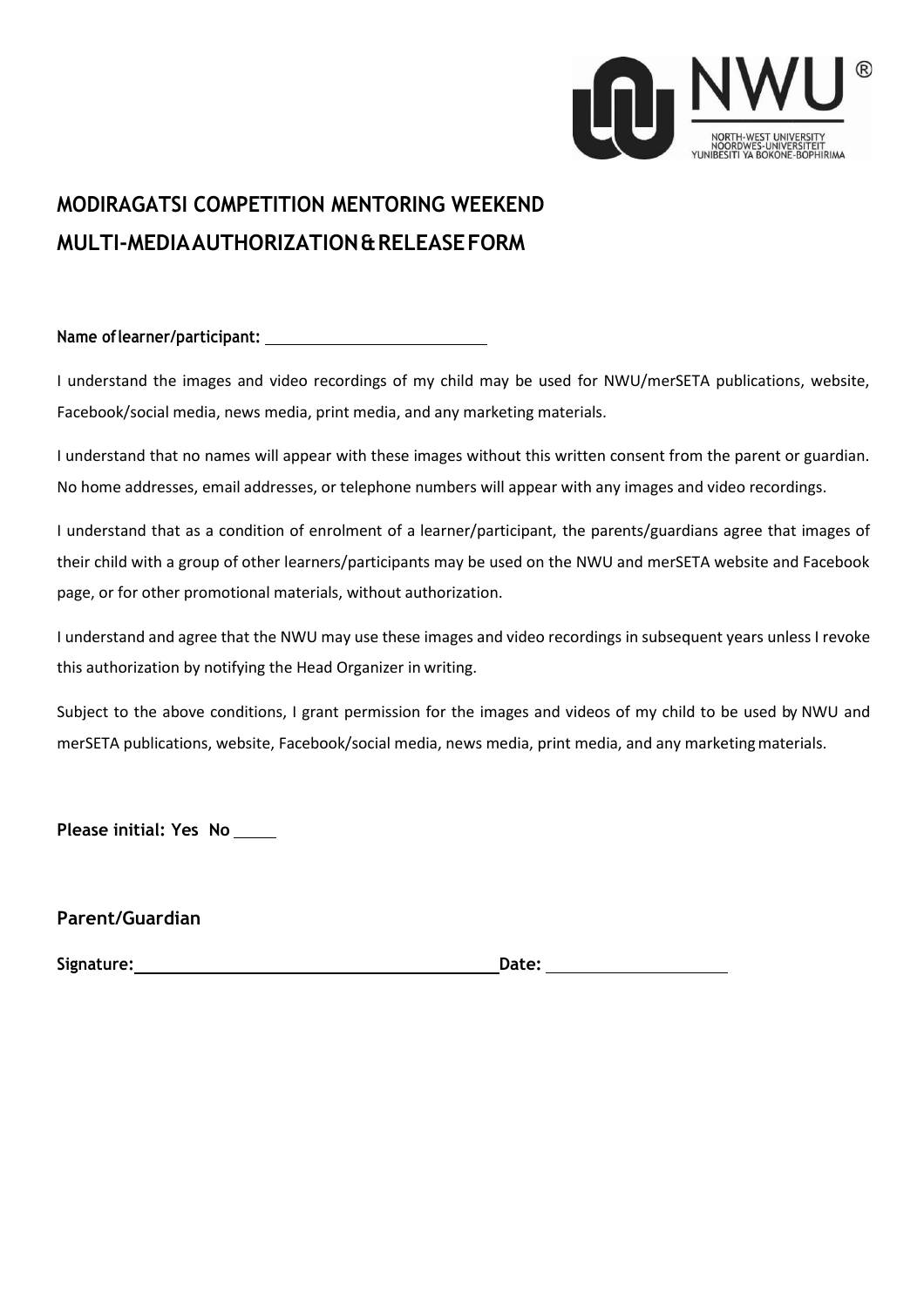NWU®
NORTH-WEST UNIVERSITY
NOORDWES-UNIVERSITEIT
YUNIBESITI YA BOKONE-BOPHIRIMA

# MODIRAGATSI COMPETITION MENTORING WEEKEND
# MULTI-MEDIA AUTHORIZATION & RELEASE FORM

**Name of learner/participant:** \_\_\_\_\_\_\_\_\_\_\_\_\_\_\_\_\_\_\_\_\_\_\_\_

I understand the images and video recordings of my child may be used for NWU/merSETA publications, website, Facebook/social media, news media, print media, and any marketing materials.

I understand that no names will appear with these images without this written consent from the parent or guardian. No home addresses, email addresses, or telephone numbers will appear with any images and video recordings.

I understand that as a condition of enrolment of a learner/participant, the parents/guardians agree that images of their child with a group of other learners/participants may be used on the NWU and merSETA website and Facebook page, or for other promotional materials, without authorization.

I understand and agree that the NWU may use these images and video recordings in subsequent years unless I revoke this authorization by notifying the Head Organizer in writing.

Subject to the above conditions, I grant permission for the images and videos of my child to be used by NWU and merSETA publications, website, Facebook/social media, news media, print media, and any marketing materials.

**Please initial: Yes No** \_\_\_\_\_

**Parent/Guardian**

**Signature:** \_\_\_\_\_\_\_\_\_\_\_\_\_\_\_\_\_\_\_\_\_\_\_\_\_\_\_\_\_\_\_\_\_\_\_\_ **Date:** \_\_\_\_\_\_\_\_\_\_\_\_\_\_\_\_\_\_